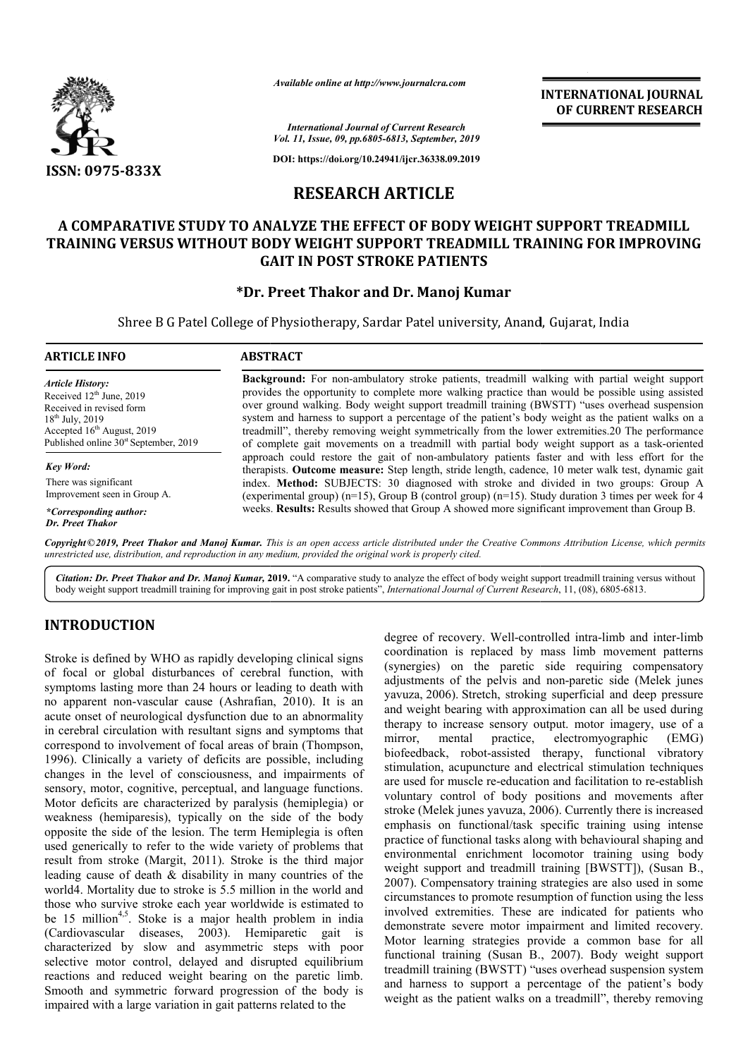*Available online at http://www.journalcra.com*

*International Journal of Current Research*
*Vol. 11, Issue, 09, pp.6805-6813, September, 2019*

**DOI: https://doi.org/10.24941/ijcr.36338.09.2019**

**INTERNATIONAL JOURNAL OF CURRENT RESEARCH**

**ISSN: 0975-833X**

# RESEARCH ARTICLE

# A COMPARATIVE STUDY TO ANALYZE THE EFFECT OF BODY WEIGHT SUPPORT TREADMILL TRAINING VERSUS WITHOUT BODY WEIGHT SUPPORT TREADMILL TRAINING FOR IMPROVING GAIT IN POST STROKE PATIENTS

**\*Dr. Preet Thakor and Dr. Manoj Kumar**

Shree B G Patel College of Physiotherapy, Sardar Patel university, Anand, Gujarat, India

**ARTICLE INFO**

*Article History:*
Received 12th June, 2019
Received in revised form
18th July, 2019
Accepted 16th August, 2019
Published online 30st September, 2019

*Key Word:*
There was significant Improvement seen in Group A.

*\*Corresponding author:*
*Dr. Preet Thakor*

**ABSTRACT**

**Background:** For non-ambulatory stroke patients, treadmill walking with partial weight support provides the opportunity to complete more walking practice than would be possible using assisted over ground walking. Body weight support treadmill training (BWSTT) "uses overhead suspension system and harness to support a percentage of the patient's body weight as the patient walks on a treadmill", thereby removing weight symmetrically from the lower extremities.20 The performance of complete gait movements on a treadmill with partial body weight support as a task-oriented approach could restore the gait of non-ambulatory patients faster and with less effort for the therapists. **Outcome measure:** Step length, stride length, cadence, 10 meter walk test, dynamic gait index. **Method:** SUBJECTS: 30 diagnosed with stroke and divided in two groups: Group A (experimental group) (n=15), Group B (control group) (n=15). Study duration 3 times per week for 4 weeks. **Results:** Results showed that Group A showed more significant improvement than Group B.

*Copyright©2019, Preet Thakor and Manoj Kumar. This is an open access article distributed under the Creative Commons Attribution License, which permits unrestricted use, distribution, and reproduction in any medium, provided the original work is properly cited.*

*Citation: Dr. Preet Thakor and Dr. Manoj Kumar,* **2019.** "A comparative study to analyze the effect of body weight support treadmill training versus without body weight support treadmill training for improving gait in post stroke patients", *International Journal of Current Research*, 11, (08), 6805-6813.

## INTRODUCTION

Stroke is defined by WHO as rapidly developing clinical signs of focal or global disturbances of cerebral function, with symptoms lasting more than 24 hours or leading to death with no apparent non-vascular cause (Ashrafian, 2010). It is an acute onset of neurological dysfunction due to an abnormality in cerebral circulation with resultant signs and symptoms that correspond to involvement of focal areas of brain (Thompson, 1996). Clinically a variety of deficits are possible, including changes in the level of consciousness, and impairments of sensory, motor, cognitive, perceptual, and language functions. Motor deficits are characterized by paralysis (hemiplegia) or weakness (hemiparesis), typically on the side of the body opposite the side of the lesion. The term Hemiplegia is often used generically to refer to the wide variety of problems that result from stroke (Margit, 2011). Stroke is the third major leading cause of death & disability in many countries of the world4. Mortality due to stroke is 5.5 million in the world and those who survive stroke each year worldwide is estimated to be 15 million[4,5]. Stoke is a major health problem in india (Cardiovascular diseases, 2003). Hemiparetic gait is characterized by slow and asymmetric steps with poor selective motor control, delayed and disrupted equilibrium reactions and reduced weight bearing on the paretic limb. Smooth and symmetric forward progression of the body is impaired with a large variation in gait patterns related to the degree of recovery. Well-controlled intra-limb and inter-limb coordination is replaced by mass limb movement patterns (synergies) on the paretic side requiring compensatory adjustments of the pelvis and non-paretic side (Melek junes yavuza, 2006). Stretch, stroking superficial and deep pressure and weight bearing with approximation can all be used during therapy to increase sensory output. motor imagery, use of a mirror, mental practice, electromyographic (EMG) biofeedback, robot-assisted therapy, functional vibratory stimulation, acupuncture and electrical stimulation techniques are used for muscle re-education and facilitation to re-establish voluntary control of body positions and movements after stroke (Melek junes yavuza, 2006). Currently there is increased emphasis on functional/task specific training using intense practice of functional tasks along with behavioural shaping and environmental enrichment locomotor training using body weight support and treadmill training [BWSTT]), (Susan B., 2007). Compensatory training strategies are also used in some circumstances to promote resumption of function using the less involved extremities. These are indicated for patients who demonstrate severe motor impairment and limited recovery. Motor learning strategies provide a common base for all functional training (Susan B., 2007). Body weight support treadmill training (BWSTT) "uses overhead suspension system and harness to support a percentage of the patient's body weight as the patient walks on a treadmill", thereby removing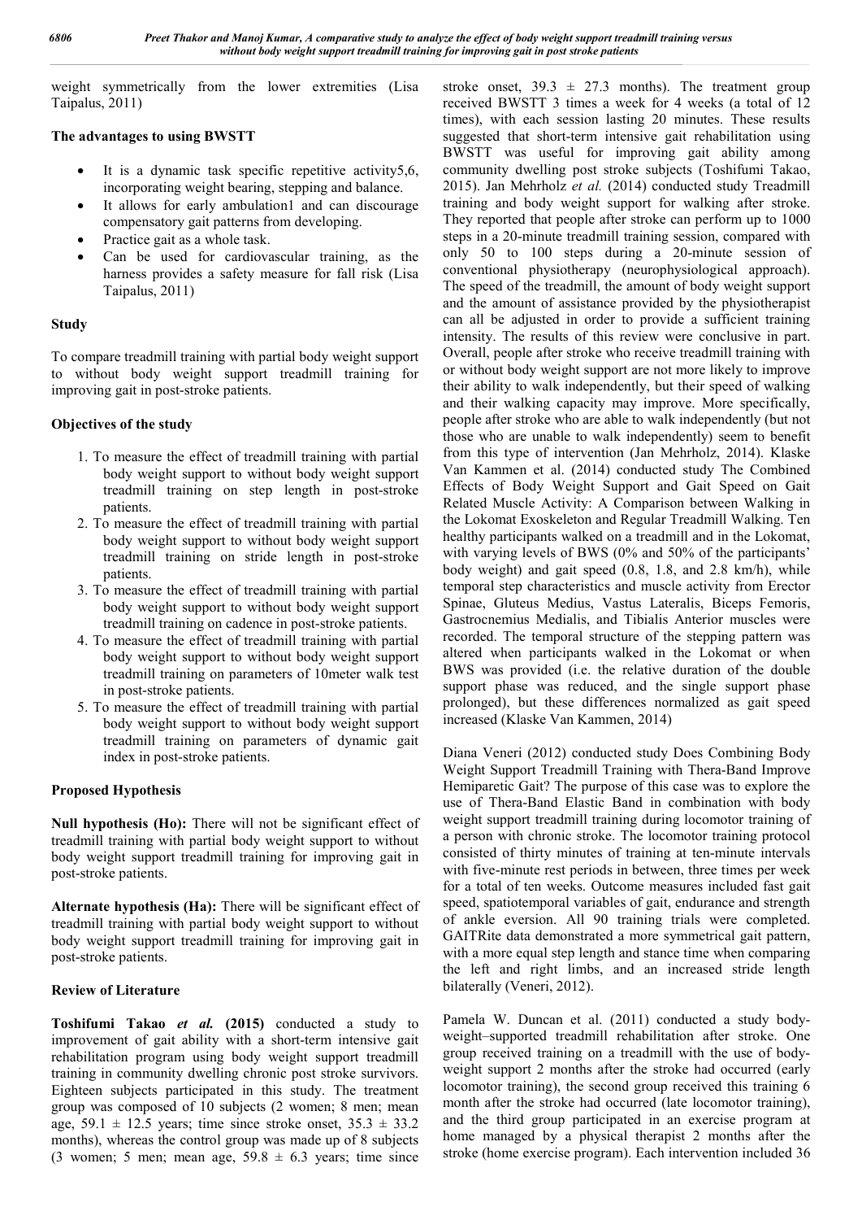weight symmetrically from the lower extremities (Lisa Taipalus, 2011)

### The advantages to using BWSTT

- It is a dynamic task specific repetitive activity5,6, incorporating weight bearing, stepping and balance.
- It allows for early ambulation1 and can discourage compensatory gait patterns from developing.
- Practice gait as a whole task.
- Can be used for cardiovascular training, as the harness provides a safety measure for fall risk (Lisa Taipalus, 2011)

### Study

To compare treadmill training with partial body weight support to without body weight support treadmill training for improving gait in post-stroke patients.

### Objectives of the study

1. To measure the effect of treadmill training with partial body weight support to without body weight support treadmill training on step length in post-stroke patients.
2. To measure the effect of treadmill training with partial body weight support to without body weight support treadmill training on stride length in post-stroke patients.
3. To measure the effect of treadmill training with partial body weight support to without body weight support treadmill training on cadence in post-stroke patients.
4. To measure the effect of treadmill training with partial body weight support to without body weight support treadmill training on parameters of 10meter walk test in post-stroke patients.
5. To measure the effect of treadmill training with partial body weight support to without body weight support treadmill training on parameters of dynamic gait index in post-stroke patients.

### Proposed Hypothesis

**Null hypothesis (Ho):** There will not be significant effect of treadmill training with partial body weight support to without body weight support treadmill training for improving gait in post-stroke patients.

**Alternate hypothesis (Ha):** There will be significant effect of treadmill training with partial body weight support to without body weight support treadmill training for improving gait in post-stroke patients.

### Review of Literature

**Toshifumi Takao *et al.* (2015)** conducted a study to improvement of gait ability with a short-term intensive gait rehabilitation program using body weight support treadmill training in community dwelling chronic post stroke survivors. Eighteen subjects participated in this study. The treatment group was composed of 10 subjects (2 women; 8 men; mean age, 59.1 ± 12.5 years; time since stroke onset, 35.3 ± 33.2 months), whereas the control group was made up of 8 subjects (3 women; 5 men; mean age, 59.8 ± 6.3 years; time since stroke onset, 39.3 ± 27.3 months). The treatment group received BWSTT 3 times a week for 4 weeks (a total of 12 times), with each session lasting 20 minutes. These results suggested that short-term intensive gait rehabilitation using BWSTT was useful for improving gait ability among community dwelling post stroke subjects (Toshifumi Takao, 2015). Jan Mehrholz *et al.* (2014) conducted study Treadmill training and body weight support for walking after stroke. They reported that people after stroke can perform up to 1000 steps in a 20-minute treadmill training session, compared with only 50 to 100 steps during a 20-minute session of conventional physiotherapy (neurophysiological approach). The speed of the treadmill, the amount of body weight support and the amount of assistance provided by the physiotherapist can all be adjusted in order to provide a sufficient training intensity. The results of this review were conclusive in part. Overall, people after stroke who receive treadmill training with or without body weight support are not more likely to improve their ability to walk independently, but their speed of walking and their walking capacity may improve. More specifically, people after stroke who are able to walk independently (but not those who are unable to walk independently) seem to benefit from this type of intervention (Jan Mehrholz, 2014). Klaske Van Kammen et al. (2014) conducted study The Combined Effects of Body Weight Support and Gait Speed on Gait Related Muscle Activity: A Comparison between Walking in the Lokomat Exoskeleton and Regular Treadmill Walking. Ten healthy participants walked on a treadmill and in the Lokomat, with varying levels of BWS (0% and 50% of the participants' body weight) and gait speed (0.8, 1.8, and 2.8 km/h), while temporal step characteristics and muscle activity from Erector Spinae, Gluteus Medius, Vastus Lateralis, Biceps Femoris, Gastrocnemius Medialis, and Tibialis Anterior muscles were recorded. The temporal structure of the stepping pattern was altered when participants walked in the Lokomat or when BWS was provided (i.e. the relative duration of the double support phase was reduced, and the single support phase prolonged), but these differences normalized as gait speed increased (Klaske Van Kammen, 2014)

Diana Veneri (2012) conducted study Does Combining Body Weight Support Treadmill Training with Thera-Band Improve Hemiparetic Gait? The purpose of this case was to explore the use of Thera-Band Elastic Band in combination with body weight support treadmill training during locomotor training of a person with chronic stroke. The locomotor training protocol consisted of thirty minutes of training at ten-minute intervals with five-minute rest periods in between, three times per week for a total of ten weeks. Outcome measures included fast gait speed, spatiotemporal variables of gait, endurance and strength of ankle eversion. All 90 training trials were completed. GAITRite data demonstrated a more symmetrical gait pattern, with a more equal step length and stance time when comparing the left and right limbs, and an increased stride length bilaterally (Veneri, 2012).

Pamela W. Duncan et al. (2011) conducted a study body-weight–supported treadmill rehabilitation after stroke. One group received training on a treadmill with the use of body-weight support 2 months after the stroke had occurred (early locomotor training), the second group received this training 6 month after the stroke had occurred (late locomotor training), and the third group participated in an exercise program at home managed by a physical therapist 2 months after the stroke (home exercise program). Each intervention included 36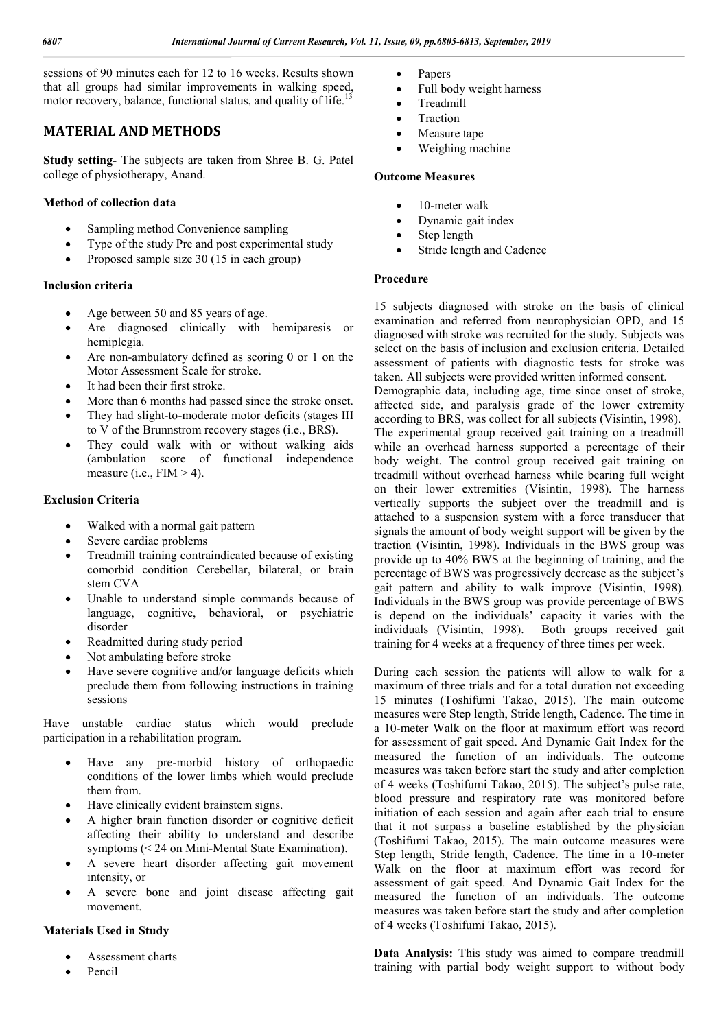sessions of 90 minutes each for 12 to 16 weeks. Results shown that all groups had similar improvements in walking speed, motor recovery, balance, functional status, and quality of life.[13]

## MATERIAL AND METHODS

**Study setting-** The subjects are taken from Shree B. G. Patel college of physiotherapy, Anand.

### Method of collection data

- Sampling method Convenience sampling
- Type of the study Pre and post experimental study
- Proposed sample size 30 (15 in each group)

### Inclusion criteria

- Age between 50 and 85 years of age.
- Are diagnosed clinically with hemiparesis or hemiplegia.
- Are non-ambulatory defined as scoring 0 or 1 on the Motor Assessment Scale for stroke.
- It had been their first stroke.
- More than 6 months had passed since the stroke onset.
- They had slight-to-moderate motor deficits (stages III to V of the Brunnstrom recovery stages (i.e., BRS).
- They could walk with or without walking aids (ambulation score of functional independence measure (i.e., FIM > 4).

### Exclusion Criteria

- Walked with a normal gait pattern
- Severe cardiac problems
- Treadmill training contraindicated because of existing comorbid condition Cerebellar, bilateral, or brain stem CVA
- Unable to understand simple commands because of language, cognitive, behavioral, or psychiatric disorder
- Readmitted during study period
- Not ambulating before stroke
- Have severe cognitive and/or language deficits which preclude them from following instructions in training sessions

Have unstable cardiac status which would preclude participation in a rehabilitation program.

- Have any pre-morbid history of orthopaedic conditions of the lower limbs which would preclude them from.
- Have clinically evident brainstem signs.
- A higher brain function disorder or cognitive deficit affecting their ability to understand and describe symptoms (< 24 on Mini-Mental State Examination).
- A severe heart disorder affecting gait movement intensity, or
- A severe bone and joint disease affecting gait movement.

### Materials Used in Study

- Assessment charts
- Pencil
- Papers
- Full body weight harness
- Treadmill
- Traction
- Measure tape
- Weighing machine

### Outcome Measures

- 10-meter walk
- Dynamic gait index
- Step length
- Stride length and Cadence

### Procedure

15 subjects diagnosed with stroke on the basis of clinical examination and referred from neurophysician OPD, and 15 diagnosed with stroke was recruited for the study. Subjects was select on the basis of inclusion and exclusion criteria. Detailed assessment of patients with diagnostic tests for stroke was taken. All subjects were provided written informed consent. Demographic data, including age, time since onset of stroke, affected side, and paralysis grade of the lower extremity according to BRS, was collect for all subjects (Visintin, 1998). The experimental group received gait training on a treadmill while an overhead harness supported a percentage of their body weight. The control group received gait training on treadmill without overhead harness while bearing full weight on their lower extremities (Visintin, 1998). The harness vertically supports the subject over the treadmill and is attached to a suspension system with a force transducer that signals the amount of body weight support will be given by the traction (Visintin, 1998). Individuals in the BWS group was provide up to 40% BWS at the beginning of training, and the percentage of BWS was progressively decrease as the subject's gait pattern and ability to walk improve (Visintin, 1998). Individuals in the BWS group was provide percentage of BWS is depend on the individuals' capacity it varies with the individuals (Visintin, 1998). Both groups received gait training for 4 weeks at a frequency of three times per week.

During each session the patients will allow to walk for a maximum of three trials and for a total duration not exceeding 15 minutes (Toshifumi Takao, 2015). The main outcome measures were Step length, Stride length, Cadence. The time in a 10-meter Walk on the floor at maximum effort was record for assessment of gait speed. And Dynamic Gait Index for the measured the function of an individuals. The outcome measures was taken before start the study and after completion of 4 weeks (Toshifumi Takao, 2015). The subject's pulse rate, blood pressure and respiratory rate was monitored before initiation of each session and again after each trial to ensure that it not surpass a baseline established by the physician (Toshifumi Takao, 2015). The main outcome measures were Step length, Stride length, Cadence. The time in a 10-meter Walk on the floor at maximum effort was record for assessment of gait speed. And Dynamic Gait Index for the measured the function of an individuals. The outcome measures was taken before start the study and after completion of 4 weeks (Toshifumi Takao, 2015).

**Data Analysis:** This study was aimed to compare treadmill training with partial body weight support to without body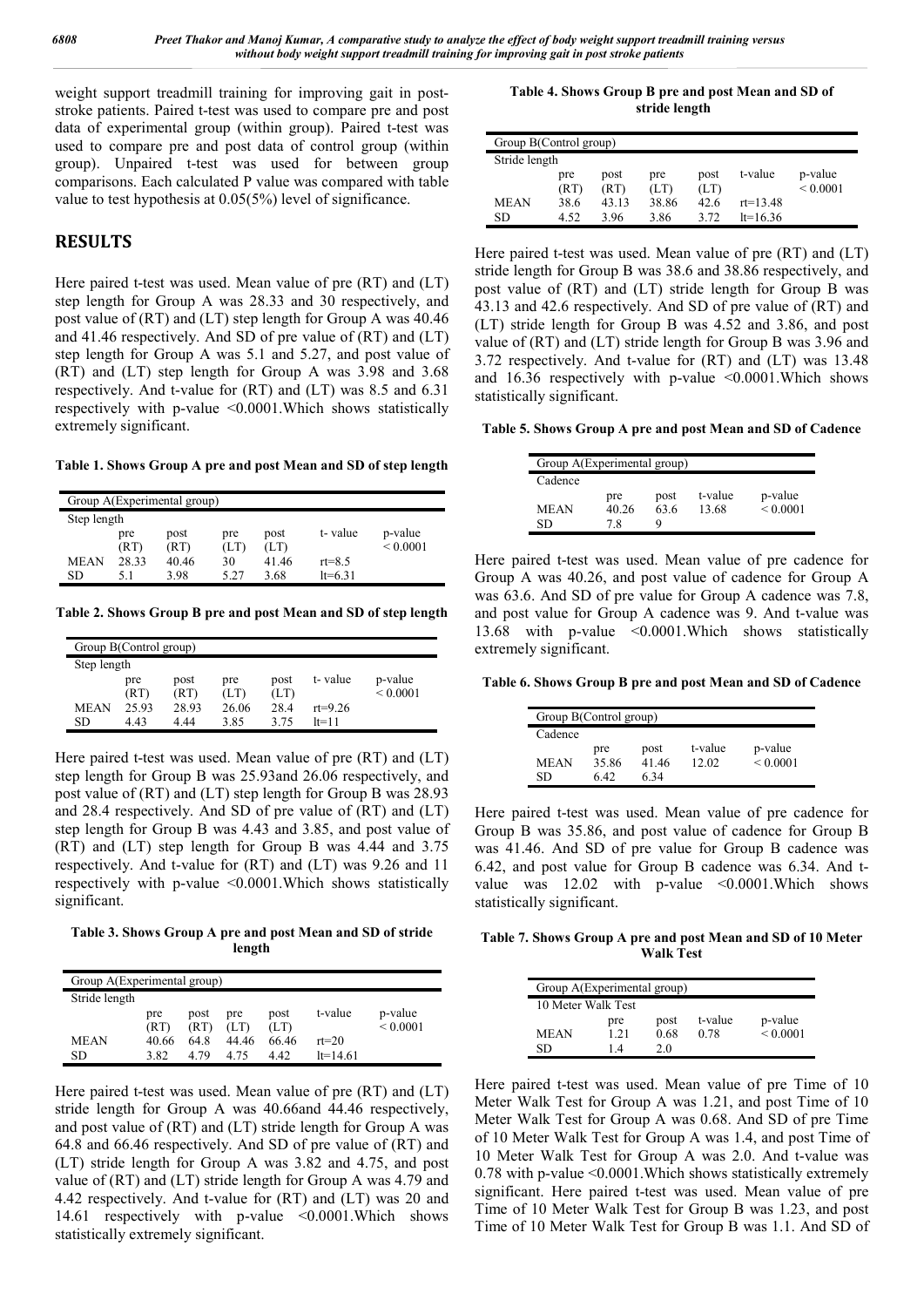weight support treadmill training for improving gait in post-stroke patients. Paired t-test was used to compare pre and post data of experimental group (within group). Paired t-test was used to compare pre and post data of control group (within group). Unpaired t-test was used for between group comparisons. Each calculated P value was compared with table value to test hypothesis at 0.05(5%) level of significance.

## RESULTS

Here paired t-test was used. Mean value of pre (RT) and (LT) step length for Group A was 28.33 and 30 respectively, and post value of (RT) and (LT) step length for Group A was 40.46 and 41.46 respectively. And SD of pre value of (RT) and (LT) step length for Group A was 5.1 and 5.27, and post value of (RT) and (LT) step length for Group A was 3.98 and 3.68 respectively. And t-value for (RT) and (LT) was 8.5 and 6.31 respectively with p-value <0.0001.Which shows statistically extremely significant.

**Table 1. Shows Group A pre and post Mean and SD of step length**

| Group A(Experimental group) | | | | | | |
|---|---|---|---|---|---|---|
| Step length | | | | | | |
| | pre (RT) | post (RT) | pre (LT) | post (LT) | t- value | p-value |
| MEAN | 28.33 | 40.46 | 30 | 41.46 | rt=8.5 | < 0.0001 |
| SD | 5.1 | 3.98 | 5.27 | 3.68 | lt=6.31 | |

**Table 2. Shows Group B pre and post Mean and SD of step length**

| Group B(Control group) | | | | | | |
|---|---|---|---|---|---|---|
| Step length | | | | | | |
| | pre (RT) | post (RT) | pre (LT) | post (LT) | t- value | p-value |
| MEAN | 25.93 | 28.93 | 26.06 | 28.4 | rt=9.26 | < 0.0001 |
| SD | 4.43 | 4.44 | 3.85 | 3.75 | lt=11 | |

Here paired t-test was used. Mean value of pre (RT) and (LT) step length for Group B was 25.93and 26.06 respectively, and post value of (RT) and (LT) step length for Group B was 28.93 and 28.4 respectively. And SD of pre value of (RT) and (LT) step length for Group B was 4.43 and 3.85, and post value of (RT) and (LT) step length for Group B was 4.44 and 3.75 respectively. And t-value for (RT) and (LT) was 9.26 and 11 respectively with p-value <0.0001.Which shows statistically significant.

**Table 3. Shows Group A pre and post Mean and SD of stride length**

| Group A(Experimental group) | | | | | | |
|---|---|---|---|---|---|---|
| Stride length | | | | | | |
| | pre (RT) | post (RT) | pre (LT) | post (LT) | t-value | p-value |
| MEAN | 40.66 | 64.8 | 44.46 | 66.46 | rt=20 | < 0.0001 |
| SD | 3.82 | 4.79 | 4.75 | 4.42 | lt=14.61 | |

Here paired t-test was used. Mean value of pre (RT) and (LT) stride length for Group A was 40.66and 44.46 respectively, and post value of (RT) and (LT) stride length for Group A was 64.8 and 66.46 respectively. And SD of pre value of (RT) and (LT) stride length for Group A was 3.82 and 4.75, and post value of (RT) and (LT) stride length for Group A was 4.79 and 4.42 respectively. And t-value for (RT) and (LT) was 20 and 14.61 respectively with p-value <0.0001.Which shows statistically extremely significant.

**Table 4. Shows Group B pre and post Mean and SD of stride length**

| Group B(Control group) | | | | | | |
|---|---|---|---|---|---|---|
| Stride length | | | | | | |
| | pre (RT) | post (RT) | pre (LT) | post (LT) | t-value | p-value |
| MEAN | 38.6 | 43.13 | 38.86 | 42.6 | rt=13.48 | < 0.0001 |
| SD | 4.52 | 3.96 | 3.86 | 3.72 | lt=16.36 | |

Here paired t-test was used. Mean value of pre (RT) and (LT) stride length for Group B was 38.6 and 38.86 respectively, and post value of (RT) and (LT) stride length for Group B was 43.13 and 42.6 respectively. And SD of pre value of (RT) and (LT) stride length for Group B was 4.52 and 3.86, and post value of (RT) and (LT) stride length for Group B was 3.96 and 3.72 respectively. And t-value for (RT) and (LT) was 13.48 and 16.36 respectively with p-value <0.0001.Which shows statistically significant.

**Table 5. Shows Group A pre and post Mean and SD of Cadence**

| Group A(Experimental group) | | | | |
|---|---|---|---|---|
| Cadence | | | | |
| | pre | post | t-value | p-value |
| MEAN | 40.26 | 63.6 | 13.68 | < 0.0001 |
| SD | 7.8 | 9 | | |

Here paired t-test was used. Mean value of pre cadence for Group A was 40.26, and post value of cadence for Group A was 63.6. And SD of pre value for Group A cadence was 7.8, and post value for Group A cadence was 9. And t-value was 13.68 with p-value <0.0001.Which shows statistically extremely significant.

**Table 6. Shows Group B pre and post Mean and SD of Cadence**

| Group B(Control group) | | | | |
|---|---|---|---|---|
| Cadence | | | | |
| | pre | post | t-value | p-value |
| MEAN | 35.86 | 41.46 | 12.02 | < 0.0001 |
| SD | 6.42 | 6.34 | | |

Here paired t-test was used. Mean value of pre cadence for Group B was 35.86, and post value of cadence for Group B was 41.46. And SD of pre value for Group B cadence was 6.42, and post value for Group B cadence was 6.34. And t-value was 12.02 with p-value <0.0001.Which shows statistically significant.

**Table 7. Shows Group A pre and post Mean and SD of 10 Meter Walk Test**

| Group A(Experimental group) | | | | |
|---|---|---|---|---|
| 10 Meter Walk Test | | | | |
| | pre | post | t-value | p-value |
| MEAN | 1.21 | 0.68 | 0.78 | < 0.0001 |
| SD | 1.4 | 2.0 | | |

Here paired t-test was used. Mean value of pre Time of 10 Meter Walk Test for Group A was 1.21, and post Time of 10 Meter Walk Test for Group A was 0.68. And SD of pre Time of 10 Meter Walk Test for Group A was 1.4, and post Time of 10 Meter Walk Test for Group A was 2.0. And t-value was 0.78 with p-value <0.0001.Which shows statistically extremely significant. Here paired t-test was used. Mean value of pre Time of 10 Meter Walk Test for Group B was 1.23, and post Time of 10 Meter Walk Test for Group B was 1.1. And SD of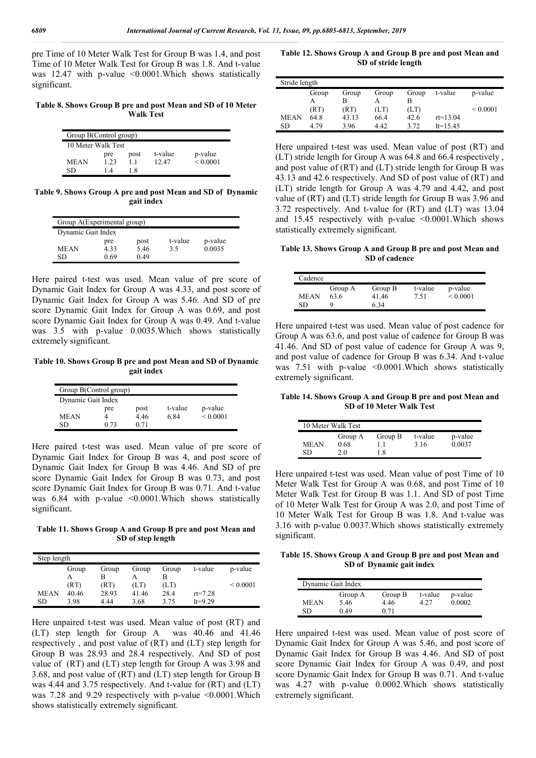pre Time of 10 Meter Walk Test for Group B was 1.4, and post Time of 10 Meter Walk Test for Group B was 1.8. And t-value was 12.47 with p-value <0.0001.Which shows statistically significant.

**Table 8. Shows Group B pre and post Mean and SD of 10 Meter Walk Test**

| Group B(Control group) | | | | |
|---|---|---|---|---|
| 10 Meter Walk Test | | | | |
| | pre | post | t-value | p-value |
| MEAN | 1.23 | 1.1 | 12.47 | < 0.0001 |
| SD | 1.4 | 1.8 | | |

**Table 9. Shows Group A pre and post Mean and SD of Dynamic gait index**

| Group A(Experimental group) | | | | |
|---|---|---|---|---|
| Dynamic Gait Index | | | | |
| | pre | post | t-value | p-value |
| MEAN | 4.33 | 5.46 | 3.5 | 0.0035 |
| SD | 0.69 | 0.49 | | |

Here paired t-test was used. Mean value of pre score of Dynamic Gait Index for Group A was 4.33, and post score of Dynamic Gait Index for Group A was 5.46. And SD of pre score Dynamic Gait Index for Group A was 0.69, and post score Dynamic Gait Index for Group A was 0.49. And t-value was 3.5 with p-value 0.0035.Which shows statistically extremely significant.

**Table 10. Shows Group B pre and post Mean and SD of Dynamic gait index**

| Group B(Control group) | | | | |
|---|---|---|---|---|
| Dynamic Gait Index | | | | |
| | pre | post | t-value | p-value |
| MEAN | 4 | 4.46 | 6.84 | < 0.0001 |
| SD | 0.73 | 0.71 | | |

Here paired t-test was used. Mean value of pre score of Dynamic Gait Index for Group B was 4, and post score of Dynamic Gait Index for Group B was 4.46. And SD of pre score Dynamic Gait Index for Group B was 0.73, and post score Dynamic Gait Index for Group B was 0.71. And t-value was 6.84 with p-value <0.0001.Which shows statistically significant.

**Table 11. Shows Group A and Group B pre and post Mean and SD of step length**

| Step length | | | | | | |
|---|---|---|---|---|---|---|
| | Group A (RT) | Group B (RT) | Group A (LT) | Group B (LT) | t-value | p-value |
| MEAN | 40.46 | 28.93 | 41.46 | 28.4 | rt=7.28 | < 0.0001 |
| SD | 3.98 | 4.44 | 3.68 | 3.75 | lt=9.29 | |

Here unpaired t-test was used. Mean value of post (RT) and (LT) step length for Group A was 40.46 and 41.46 respectively , and post value of (RT) and (LT) step length for Group B was 28.93 and 28.4 respectively. And SD of post value of (RT) and (LT) step length for Group A was 3.98 and 3.68, and post value of (RT) and (LT) step length for Group B was 4.44 and 3.75 respectively. And t-value for (RT) and (LT) was 7.28 and 9.29 respectively with p-value <0.0001.Which shows statistically extremely significant.

**Table 12. Shows Group A and Group B pre and post Mean and SD of stride length**

| Stride length | | | | | | |
|---|---|---|---|---|---|---|
| | Group A (RT) | Group B (RT) | Group A (LT) | Group B (LT) | t-value | p-value |
| MEAN | 64.8 | 43.13 | 66.4 | 42.6 | rt=13.04 | < 0.0001 |
| SD | 4.79 | 3.96 | 4.42 | 3.72 | lt=15.45 | |

Here unpaired t-test was used. Mean value of post (RT) and (LT) stride length for Group A was 64.8 and 66.4 respectively , and post value of (RT) and (LT) stride length for Group B was 43.13 and 42.6 respectively. And SD of post value of (RT) and (LT) stride length for Group A was 4.79 and 4.42, and post value of (RT) and (LT) stride length for Group B was 3.96 and 3.72 respectively. And t-value for (RT) and (LT) was 13.04 and 15.45 respectively with p-value <0.0001.Which shows statistically extremely significant.

**Table 13. Shows Group A and Group B pre and post Mean and SD of cadence**

| Cadence | | | | |
|---|---|---|---|---|
| | Group A | Group B | t-value | p-value |
| MEAN | 63.6 | 41.46 | 7.51 | < 0.0001 |
| SD | 9 | 6.34 | | |

Here unpaired t-test was used. Mean value of post cadence for Group A was 63.6, and post value of cadence for Group B was 41.46. And SD of post value of cadence for Group A was 9, and post value of cadence for Group B was 6.34. And t-value was 7.51 with p-value <0.0001.Which shows statistically extremely significant.

**Table 14. Shows Group A and Group B pre and post Mean and SD of 10 Meter Walk Test**

| 10 Meter Walk Test | | | | |
|---|---|---|---|---|
| | Group A | Group B | t-value | p-value |
| MEAN | 0.68 | 1.1 | 3.16 | 0.0037 |
| SD | 2.0 | 1.8 | | |

Here unpaired t-test was used. Mean value of post Time of 10 Meter Walk Test for Group A was 0.68, and post Time of 10 Meter Walk Test for Group B was 1.1. And SD of post Time of 10 Meter Walk Test for Group A was 2.0, and post Time of 10 Meter Walk Test for Group B was 1.8. And t-value was 3.16 with p-value 0.0037.Which shows statistically extremely significant.

**Table 15. Shows Group A and Group B pre and post Mean and SD of Dynamic gait index**

| Dynamic Gait Index | | | | |
|---|---|---|---|---|
| | Group A | Group B | t-value | p-value |
| MEAN | 5.46 | 4.46 | 4.27 | 0.0002 |
| SD | 0.49 | 0.71 | | |

Here unpaired t-test was used. Mean value of post score of Dynamic Gait Index for Group A was 5.46, and post score of Dynamic Gait Index for Group B was 4.46. And SD of post score Dynamic Gait Index for Group A was 0.49, and post score Dynamic Gait Index for Group B was 0.71. And t-value was 4.27 with p-value 0.0002.Which shows statistically extremely significant.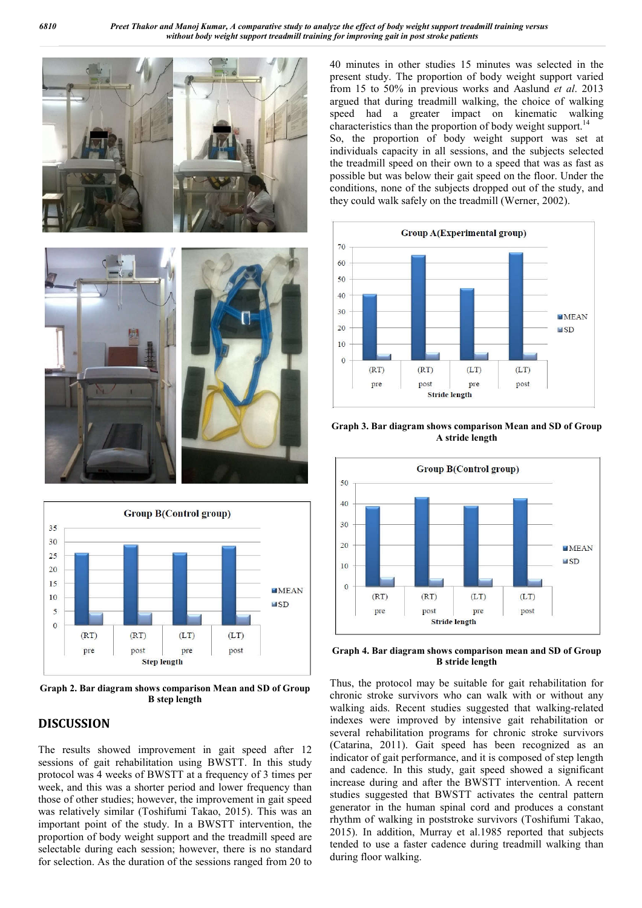Graph 2. Bar diagram shows comparison Mean and SD of Group B step length

## DISCUSSION

The results showed improvement in gait speed after 12 sessions of gait rehabilitation using BWSTT. In this study protocol was 4 weeks of BWSTT at a frequency of 3 times per week, and this was a shorter period and lower frequency than those of other studies; however, the improvement in gait speed was relatively similar (Toshifumi Takao, 2015). This was an important point of the study. In a BWSTT intervention, the proportion of body weight support and the treadmill speed are selectable during each session; however, there is no standard for selection. As the duration of the sessions ranged from 20 to 40 minutes in other studies 15 minutes was selected in the present study. The proportion of body weight support varied from 15 to 50% in previous works and Aaslund *et al*. 2013 argued that during treadmill walking, the choice of walking speed had a greater impact on kinematic walking characteristics than the proportion of body weight support.[14] So, the proportion of body weight support was set at individuals capacity in all sessions, and the subjects selected the treadmill speed on their own to a speed that was as fast as possible but was below their gait speed on the floor. Under the conditions, none of the subjects dropped out of the study, and they could walk safely on the treadmill (Werner, 2002).

Graph 3. Bar diagram shows comparison Mean and SD of Group A stride length

Graph 4. Bar diagram shows comparison mean and SD of Group B stride length

Thus, the protocol may be suitable for gait rehabilitation for chronic stroke survivors who can walk with or without any walking aids. Recent studies suggested that walking-related indexes were improved by intensive gait rehabilitation or several rehabilitation programs for chronic stroke survivors (Catarina, 2011). Gait speed has been recognized as an indicator of gait performance, and it is composed of step length and cadence. In this study, gait speed showed a significant increase during and after the BWSTT intervention. A recent studies suggested that BWSTT activates the central pattern generator in the human spinal cord and produces a constant rhythm of walking in poststroke survivors (Toshifumi Takao, 2015). In addition, Murray et al.1985 reported that subjects tended to use a faster cadence during treadmill walking than during floor walking.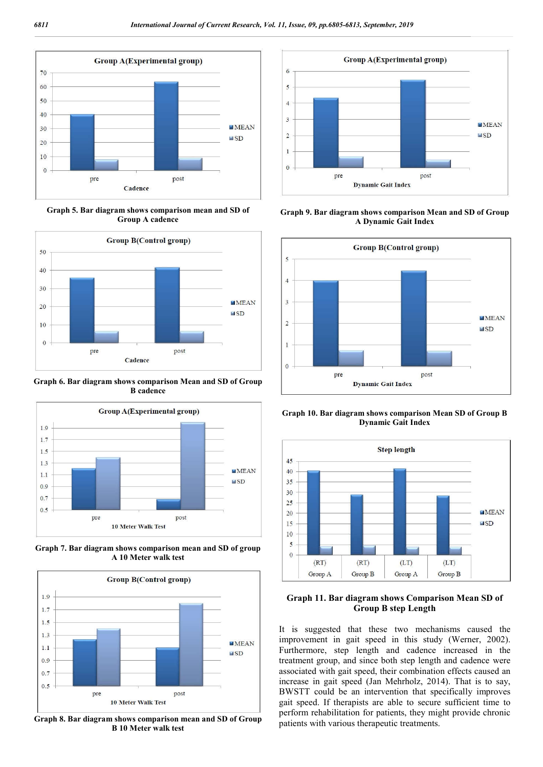Graph 5. Bar diagram shows comparison mean and SD of Group A cadence

Graph 6. Bar diagram shows comparison Mean and SD of Group B cadence

Graph 7. Bar diagram shows comparison mean and SD of group A 10 Meter walk test

Graph 8. Bar diagram shows comparison mean and SD of Group B 10 Meter walk test

Graph 9. Bar diagram shows comparison Mean and SD of Group A Dynamic Gait Index

Graph 10. Bar diagram shows comparison Mean SD of Group B Dynamic Gait Index

**Graph 11. Bar diagram shows Comparison Mean SD of Group B step Length**

It is suggested that these two mechanisms caused the improvement in gait speed in this study (Werner, 2002). Furthermore, step length and cadence increased in the treatment group, and since both step length and cadence were associated with gait speed, their combination effects caused an increase in gait speed (Jan Mehrholz, 2014). That is to say, BWSTT could be an intervention that specifically improves gait speed. If therapists are able to secure sufficient time to perform rehabilitation for patients, they might provide chronic patients with various therapeutic treatments.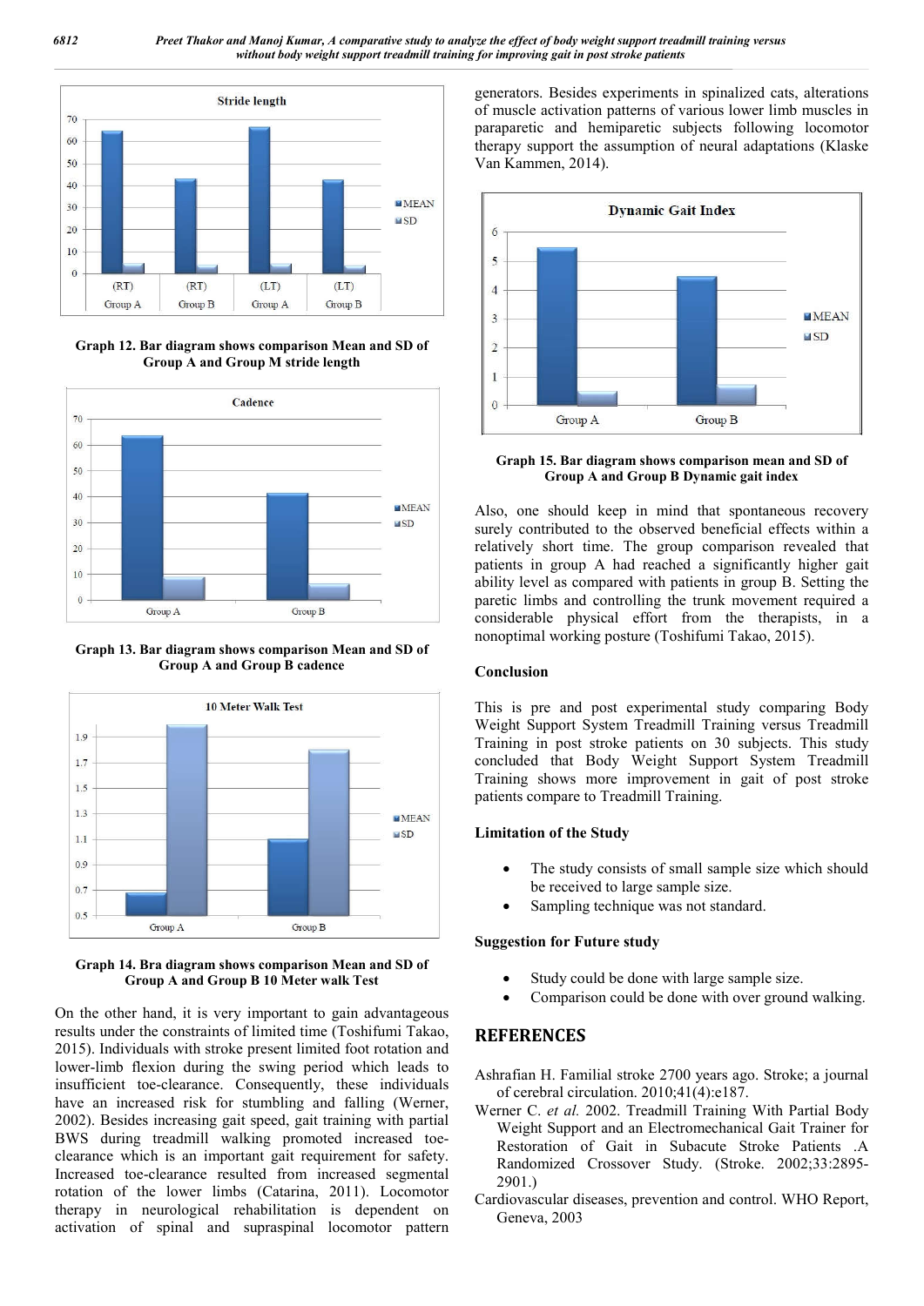Graph 12. Bar diagram shows comparison Mean and SD of Group A and Group M stride length

Graph 13. Bar diagram shows comparison Mean and SD of Group A and Group B cadence

Graph 14. Bra diagram shows comparison Mean and SD of Group A and Group B 10 Meter walk Test

On the other hand, it is very important to gain advantageous results under the constraints of limited time (Toshifumi Takao, 2015). Individuals with stroke present limited foot rotation and lower-limb flexion during the swing period which leads to insufficient toe-clearance. Consequently, these individuals have an increased risk for stumbling and falling (Werner, 2002). Besides increasing gait speed, gait training with partial BWS during treadmill walking promoted increased toe-clearance which is an important gait requirement for safety. Increased toe-clearance resulted from increased segmental rotation of the lower limbs (Catarina, 2011). Locomotor therapy in neurological rehabilitation is dependent on activation of spinal and supraspinal locomotor pattern generators. Besides experiments in spinalized cats, alterations of muscle activation patterns of various lower limb muscles in paraparetic and hemiparetic subjects following locomotor therapy support the assumption of neural adaptations (Klaske Van Kammen, 2014).

Graph 15. Bar diagram shows comparison mean and SD of Group A and Group B Dynamic gait index

Also, one should keep in mind that spontaneous recovery surely contributed to the observed beneficial effects within a relatively short time. The group comparison revealed that patients in group A had reached a significantly higher gait ability level as compared with patients in group B. Setting the paretic limbs and controlling the trunk movement required a considerable physical effort from the therapists, in a nonoptimal working posture (Toshifumi Takao, 2015).

## Conclusion

This is pre and post experimental study comparing Body Weight Support System Treadmill Training versus Treadmill Training in post stroke patients on 30 subjects. This study concluded that Body Weight Support System Treadmill Training shows more improvement in gait of post stroke patients compare to Treadmill Training.

## Limitation of the Study

- The study consists of small sample size which should be received to large sample size.
- Sampling technique was not standard.

## Suggestion for Future study

- Study could be done with large sample size.
- Comparison could be done with over ground walking.

## REFERENCES

Ashrafian H. Familial stroke 2700 years ago. Stroke; a journal of cerebral circulation. 2010;41(4):e187.

Werner C. *et al.* 2002. Treadmill Training With Partial Body Weight Support and an Electromechanical Gait Trainer for Restoration of Gait in Subacute Stroke Patients .A Randomized Crossover Study. (Stroke. 2002;33:2895-2901.)

Cardiovascular diseases, prevention and control. WHO Report, Geneva, 2003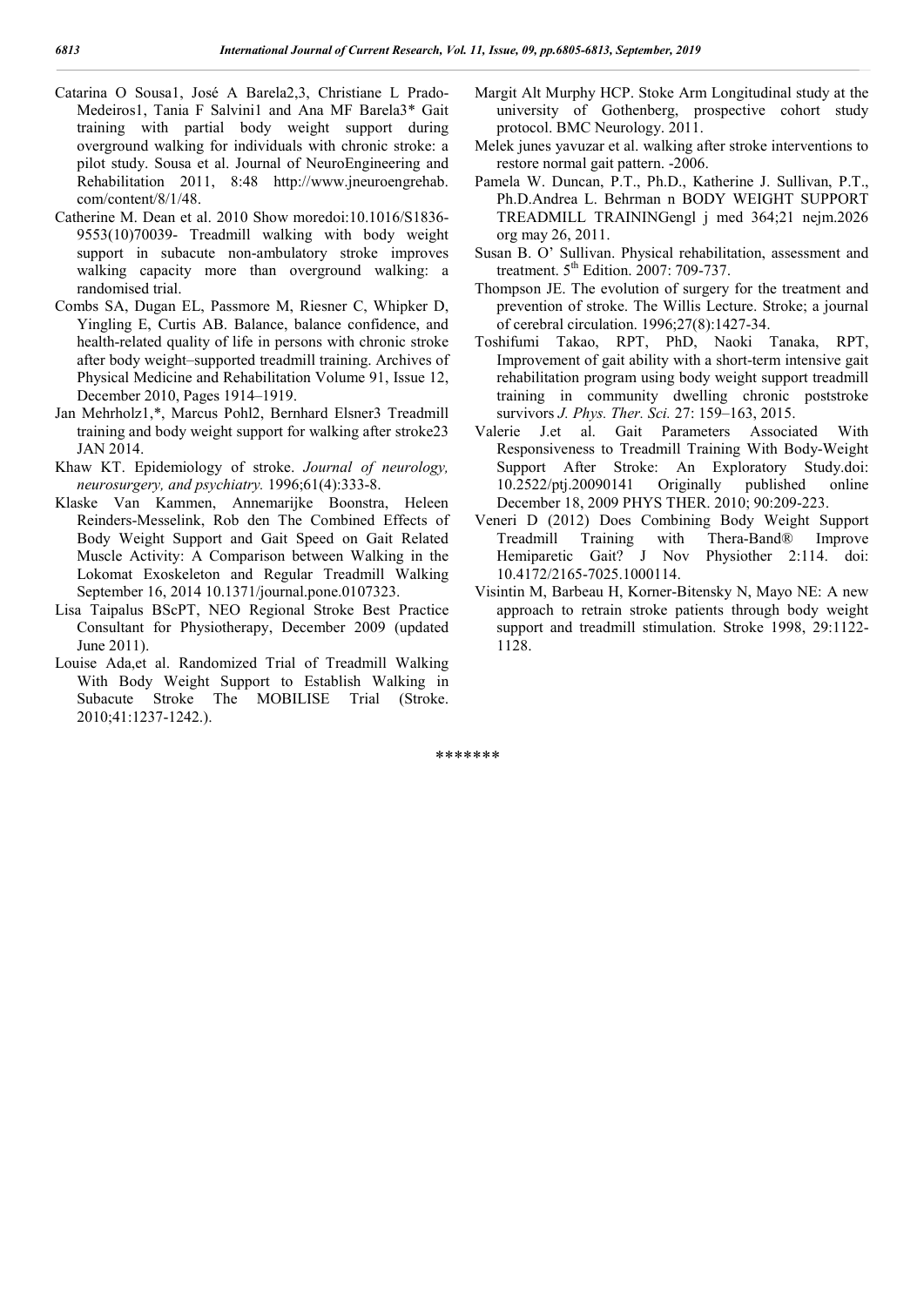Catarina O Sousa1, José A Barela2,3, Christiane L Prado-Medeiros1, Tania F Salvini1 and Ana MF Barela3* Gait training with partial body weight support during overground walking for individuals with chronic stroke: a pilot study. Sousa et al. Journal of NeuroEngineering and Rehabilitation 2011, 8:48 http://www.jneuroengrehab.com/content/8/1/48.

Catherine M. Dean et al. 2010 Show moredoi:10.1016/S1836-9553(10)70039- Treadmill walking with body weight support in subacute non-ambulatory stroke improves walking capacity more than overground walking: a randomised trial.

Combs SA, Dugan EL, Passmore M, Riesner C, Whipker D, Yingling E, Curtis AB. Balance, balance confidence, and health-related quality of life in persons with chronic stroke after body weight–supported treadmill training. Archives of Physical Medicine and Rehabilitation Volume 91, Issue 12, December 2010, Pages 1914–1919.

Jan Mehrholz1,*, Marcus Pohl2, Bernhard Elsner3 Treadmill training and body weight support for walking after stroke23 JAN 2014.

Khaw KT. Epidemiology of stroke. *Journal of neurology, neurosurgery, and psychiatry.* 1996;61(4):333-8.

Klaske Van Kammen, Annemarijke Boonstra, Heleen Reinders-Messelink, Rob den The Combined Effects of Body Weight Support and Gait Speed on Gait Related Muscle Activity: A Comparison between Walking in the Lokomat Exoskeleton and Regular Treadmill Walking September 16, 2014 10.1371/journal.pone.0107323.

Lisa Taipalus BScPT, NEO Regional Stroke Best Practice Consultant for Physiotherapy, December 2009 (updated June 2011).

Louise Ada,et al. Randomized Trial of Treadmill Walking With Body Weight Support to Establish Walking in Subacute Stroke The MOBILISE Trial (Stroke. 2010;41:1237-1242.).

Margit Alt Murphy HCP. Stoke Arm Longitudinal study at the university of Gothenberg, prospective cohort study protocol. BMC Neurology. 2011.

Melek junes yavuzar et al. walking after stroke interventions to restore normal gait pattern. -2006.

Pamela W. Duncan, P.T., Ph.D., Katherine J. Sullivan, P.T., Ph.D.Andrea L. Behrman n BODY WEIGHT SUPPORT TREADMILL TRAININGengl j med 364;21 nejm.2026 org may 26, 2011.

Susan B. O' Sullivan. Physical rehabilitation, assessment and treatment. 5th Edition. 2007: 709-737.

Thompson JE. The evolution of surgery for the treatment and prevention of stroke. The Willis Lecture. Stroke; a journal of cerebral circulation. 1996;27(8):1427-34.

Toshifumi Takao, RPT, PhD, Naoki Tanaka, RPT, Improvement of gait ability with a short-term intensive gait rehabilitation program using body weight support treadmill training in community dwelling chronic poststroke survivors *J. Phys. Ther. Sci.* 27: 159–163, 2015.

Valerie J.et al. Gait Parameters Associated With Responsiveness to Treadmill Training With Body-Weight Support After Stroke: An Exploratory Study.doi: 10.2522/ptj.20090141 Originally published online December 18, 2009 PHYS THER. 2010; 90:209-223.

Veneri D (2012) Does Combining Body Weight Support Treadmill Training with Thera-Band® Improve Hemiparetic Gait? J Nov Physiother 2:114. doi: 10.4172/2165-7025.1000114.

Visintin M, Barbeau H, Korner-Bitensky N, Mayo NE: A new approach to retrain stroke patients through body weight support and treadmill stimulation. Stroke 1998, 29:1122-1128.

*******